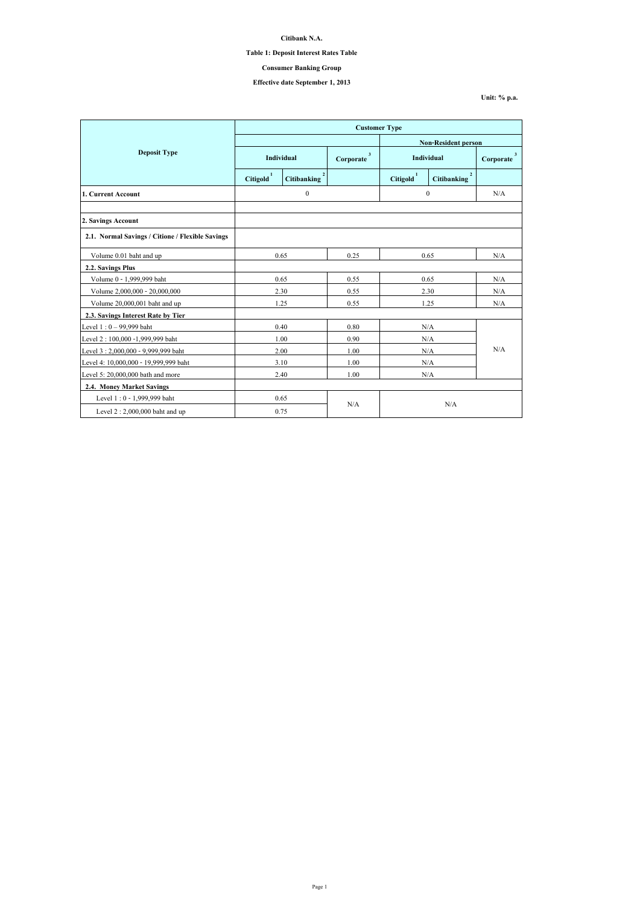**Citibank N.A.**

**Table 1: Deposit Interest Rates Table**

**Consumer Banking Group**

**Effective date September 1, 2013**

**Unit: % p.a.**

| Deposit Type | Customer Type | | | | | |
|---|---|---|---|---|---|---|
| | | | | Non-Resident person | | |
| | Individual | | Corporate [3] | Individual | | Corporate [3] |
| | Citigold [1] | Citibanking [2] | | Citigold [1] | Citibanking [2] | |
| **1. Current Account** | 0 | | | 0 | | N/A |
| | | | | | | |
| **2. Savings Account** | | | | | | |
| **2.1. Normal Savings / Citione / Flexible Savings** | | | | | | |
| Volume 0.01 baht and up | 0.65 | | 0.25 | 0.65 | | N/A |
| **2.2. Savings Plus** | | | | | | |
| Volume 0 - 1,999,999 baht | 0.65 | | 0.55 | 0.65 | | N/A |
| Volume 2,000,000 - 20,000,000 | 2.30 | | 0.55 | 2.30 | | N/A |
| Volume 20,000,001 baht and up | 1.25 | | 0.55 | 1.25 | | N/A |
| **2.3. Savings Interest Rate by Tier** | | | | | | |
| Level 1 : 0 – 99,999 baht | 0.40 | | 0.80 | N/A | | N/A |
| Level 2 : 100,000 -1,999,999 baht | 1.00 | | 0.90 | N/A | | |
| Level 3 : 2,000,000 - 9,999,999 baht | 2.00 | | 1.00 | N/A | | |
| Level 4: 10,000,000 - 19,999,999 baht | 3.10 | | 1.00 | N/A | | |
| Level 5: 20,000,000 bath and more | 2.40 | | 1.00 | N/A | | |
| **2.4. Money Market Savings** | | | | | | |
| Level 1 : 0 - 1,999,999 baht | 0.65 | | N/A | N/A | | |
| Level 2 : 2,000,000 baht and up | 0.75 | | | | | |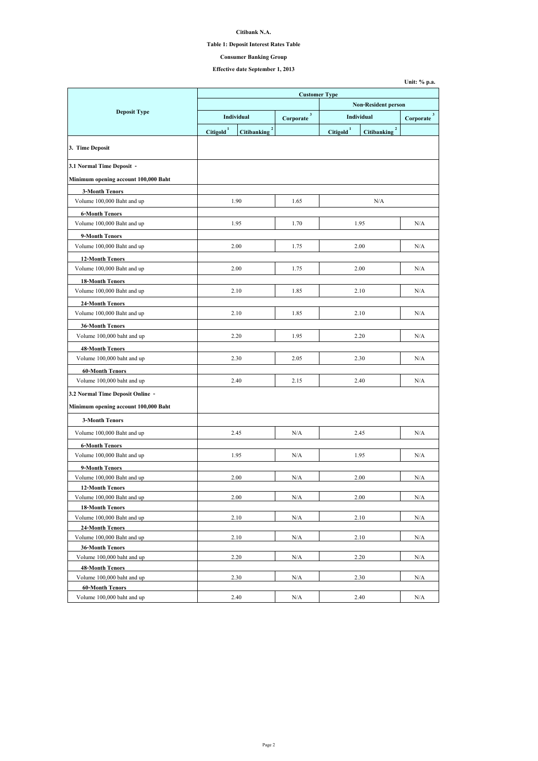**Citibank N.A.**

**Table 1: Deposit Interest Rates Table**

**Consumer Banking Group**

**Effective date September 1, 2013**

**Unit: % p.a.**

| Deposit Type | Customer Type | | | | | |
|---|---|---|---|---|---|---|
| | | | | Non-Resident person | | |
| | Individual | | Corporate [3] | Individual | | Corporate [3] |
| | Citigold [1] | Citibanking [2] | | Citigold [1] | Citibanking [2] | |
| **3. Time Deposit** | | | | | | |
| **3.1 Normal Time Deposit -** | | | | | | |
| **Minimum opening account 100,000 Baht** | | | | | | |
| **3-Month Tenors** | | | | | | |
| Volume 100,000 Baht and up | 1.90 | | 1.65 | N/A | | |
| **6-Month Tenors** | | | | | | |
| Volume 100,000 Baht and up | 1.95 | | 1.70 | 1.95 | | N/A |
| **9-Month Tenors** | | | | | | |
| Volume 100,000 Baht and up | 2.00 | | 1.75 | 2.00 | | N/A |
| **12-Month Tenors** | | | | | | |
| Volume 100,000 Baht and up | 2.00 | | 1.75 | 2.00 | | N/A |
| **18-Month Tenors** | | | | | | |
| Volume 100,000 Baht and up | 2.10 | | 1.85 | 2.10 | | N/A |
| **24-Month Tenors** | | | | | | |
| Volume 100,000 Baht and up | 2.10 | | 1.85 | 2.10 | | N/A |
| **36-Month Tenors** | | | | | | |
| Volume 100,000 baht and up | 2.20 | | 1.95 | 2.20 | | N/A |
| **48-Month Tenors** | | | | | | |
| Volume 100,000 baht and up | 2.30 | | 2.05 | 2.30 | | N/A |
| **60-Month Tenors** | | | | | | |
| Volume 100,000 baht and up | 2.40 | | 2.15 | 2.40 | | N/A |
| **3.2 Normal Time Deposit Online -** | | | | | | |
| **Minimum opening account 100,000 Baht** | | | | | | |
| **3-Month Tenors** | | | | | | |
| Volume 100,000 Baht and up | 2.45 | | N/A | 2.45 | | N/A |
| **6-Month Tenors** | | | | | | |
| Volume 100,000 Baht and up | 1.95 | | N/A | 1.95 | | N/A |
| **9-Month Tenors** | | | | | | |
| Volume 100,000 Baht and up | 2.00 | | N/A | 2.00 | | N/A |
| **12-Month Tenors** | | | | | | |
| Volume 100,000 Baht and up | 2.00 | | N/A | 2.00 | | N/A |
| **18-Month Tenors** | | | | | | |
| Volume 100,000 Baht and up | 2.10 | | N/A | 2.10 | | N/A |
| **24-Month Tenors** | | | | | | |
| Volume 100,000 Baht and up | 2.10 | | N/A | 2.10 | | N/A |
| **36-Month Tenors** | | | | | | |
| Volume 100,000 baht and up | 2.20 | | N/A | 2.20 | | N/A |
| **48-Month Tenors** | | | | | | |
| Volume 100,000 baht and up | 2.30 | | N/A | 2.30 | | N/A |
| **60-Month Tenors** | | | | | | |
| Volume 100,000 baht and up | 2.40 | | N/A | 2.40 | | N/A |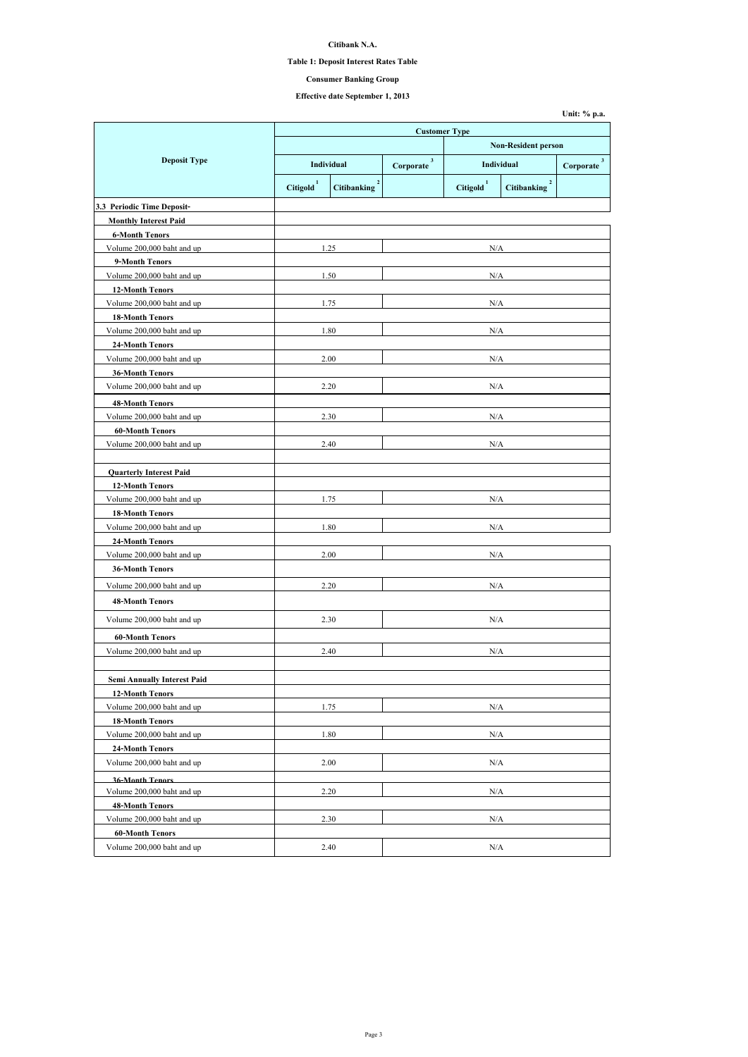**Citibank N.A.**

**Table 1: Deposit Interest Rates Table**

**Consumer Banking Group**

**Effective date September 1, 2013**

**Unit: % p.a.**

| Deposit Type | Customer Type | | | | | |
|---|---|---|---|---|---|---|
| | | | | Non-Resident person | | |
| | Individual | | Corporate [3] | Individual | | Corporate [3] |
| | Citigold [1] | Citibanking [2] | | Citigold [1] | Citibanking [2] | |
| **3.3 Periodic Time Deposit-** | | | | | | |
| **Monthly Interest Paid** | | | | | | |
| **6-Month Tenors** | | | | | | |
| Volume 200,000 baht and up | 1.25 | | N/A | | | |
| **9-Month Tenors** | | | | | | |
| Volume 200,000 baht and up | 1.50 | | N/A | | | |
| **12-Month Tenors** | | | | | | |
| Volume 200,000 baht and up | 1.75 | | N/A | | | |
| **18-Month Tenors** | | | | | | |
| Volume 200,000 baht and up | 1.80 | | N/A | | | |
| **24-Month Tenors** | | | | | | |
| Volume 200,000 baht and up | 2.00 | | N/A | | | |
| **36-Month Tenors** | | | | | | |
| Volume 200,000 baht and up | 2.20 | | N/A | | | |
| **48-Month Tenors** | | | | | | |
| Volume 200,000 baht and up | 2.30 | | N/A | | | |
| **60-Month Tenors** | | | | | | |
| Volume 200,000 baht and up | 2.40 | | N/A | | | |
| | | | | | | |
| **Quarterly Interest Paid** | | | | | | |
| **12-Month Tenors** | | | | | | |
| Volume 200,000 baht and up | 1.75 | | N/A | | | |
| **18-Month Tenors** | | | | | | |
| Volume 200,000 baht and up | 1.80 | | N/A | | | |
| **24-Month Tenors** | | | | | | |
| Volume 200,000 baht and up | 2.00 | | N/A | | | |
| **36-Month Tenors** | | | | | | |
| Volume 200,000 baht and up | 2.20 | | N/A | | | |
| **48-Month Tenors** | | | | | | |
| Volume 200,000 baht and up | 2.30 | | N/A | | | |
| **60-Month Tenors** | | | | | | |
| Volume 200,000 baht and up | 2.40 | | N/A | | | |
| | | | | | | |
| **Semi Annually Interest Paid** | | | | | | |
| **12-Month Tenors** | | | | | | |
| Volume 200,000 baht and up | 1.75 | | N/A | | | |
| **18-Month Tenors** | | | | | | |
| Volume 200,000 baht and up | 1.80 | | N/A | | | |
| **24-Month Tenors** | | | | | | |
| Volume 200,000 baht and up | 2.00 | | N/A | | | |
| **36-Month Tenors** | | | | | | |
| Volume 200,000 baht and up | 2.20 | | N/A | | | |
| **48-Month Tenors** | | | | | | |
| Volume 200,000 baht and up | 2.30 | | N/A | | | |
| **60-Month Tenors** | | | | | | |
| Volume 200,000 baht and up | 2.40 | | N/A | | | |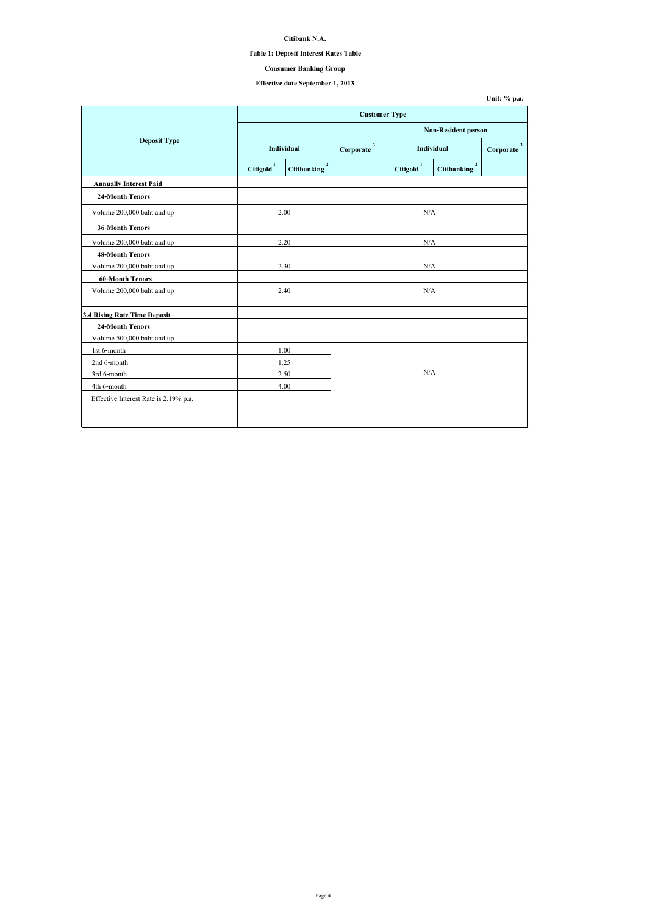**Citibank N.A.**

**Table 1: Deposit Interest Rates Table**

**Consumer Banking Group**

**Effective date September 1, 2013**

**Unit: % p.a.**

| Deposit Type | Customer Type | | | | | |
|---|---|---|---|---|---|---|
| | | | | Non-Resident person | | |
| | Individual | | Corporate [3] | Individual | | Corporate [3] |
| | Citigold [1] | Citibanking [2] | | Citigold [1] | Citibanking [2] | |
| **Annually Interest Paid** | | | | | | |
| **24-Month Tenors** | | | | | | |
| Volume 200,000 baht and up | 2.00 | | N/A | | | |
| **36-Month Tenors** | | | | | | |
| Volume 200,000 baht and up | 2.20 | | N/A | | | |
| **48-Month Tenors** | | | | | | |
| Volume 200,000 baht and up | 2.30 | | N/A | | | |
| **60-Month Tenors** | | | | | | |
| Volume 200,000 baht and up | 2.40 | | N/A | | | |
| | | | | | | |
| **3.4 Rising Rate Time Deposit -** | | | | | | |
| **24-Month Tenors** | | | | | | |
| Volume 500,000 baht and up | | | | | | |
| 1st 6-month | 1.00 | | N/A | | | |
| 2nd 6-month | 1.25 | | | | | |
| 3rd 6-month | 2.50 | | | | | |
| 4th 6-month | 4.00 | | | | | |
| Effective Interest Rate is 2.19% p.a. | | | | | | |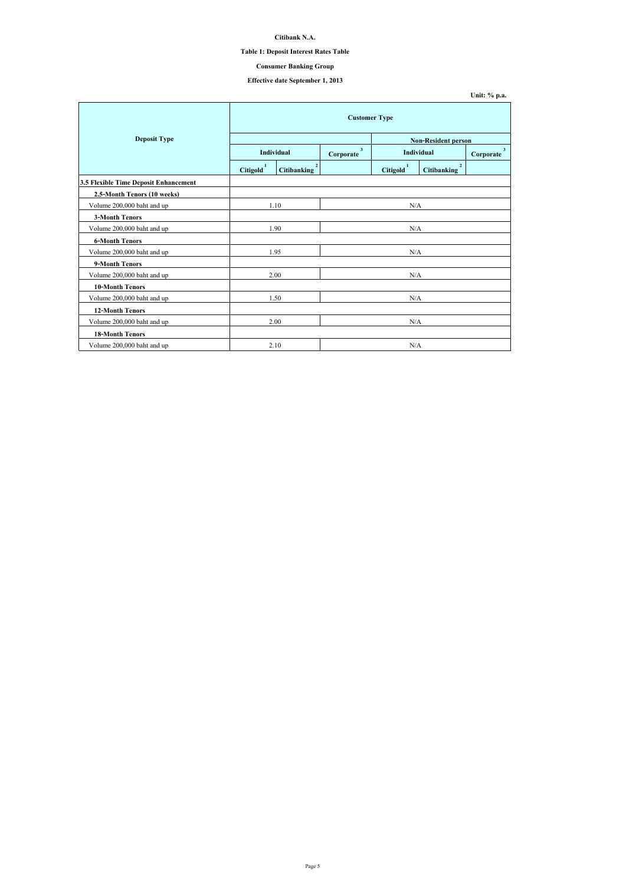**Citibank N.A.**

**Table 1: Deposit Interest Rates Table**

**Consumer Banking Group**

**Effective date September 1, 2013**

**Unit: % p.a.**

| Deposit Type | Customer Type | | | | | |
|---|---|---|---|---|---|---|
| | | | | Non-Resident person | | |
| | Individual | | Corporate [3] | Individual | | Corporate [3] |
| | Citigold [1] | Citibanking [2] | | Citigold [1] | Citibanking [2] | |
| **3.5 Flexible Time Deposit Enhancement** | | | | | | |
| **2.5-Month Tenors (10 weeks)** | | | | | | |
| Volume 200,000 baht and up | 1.10 | | N/A | | | |
| **3-Month Tenors** | | | | | | |
| Volume 200,000 baht and up | 1.90 | | N/A | | | |
| **6-Month Tenors** | | | | | | |
| Volume 200,000 baht and up | 1.95 | | N/A | | | |
| **9-Month Tenors** | | | | | | |
| Volume 200,000 baht and up | 2.00 | | N/A | | | |
| **10-Month Tenors** | | | | | | |
| Volume 200,000 baht and up | 1.50 | | N/A | | | |
| **12-Month Tenors** | | | | | | |
| Volume 200,000 baht and up | 2.00 | | N/A | | | |
| **18-Month Tenors** | | | | | | |
| Volume 200,000 baht and up | 2.10 | | N/A | | | |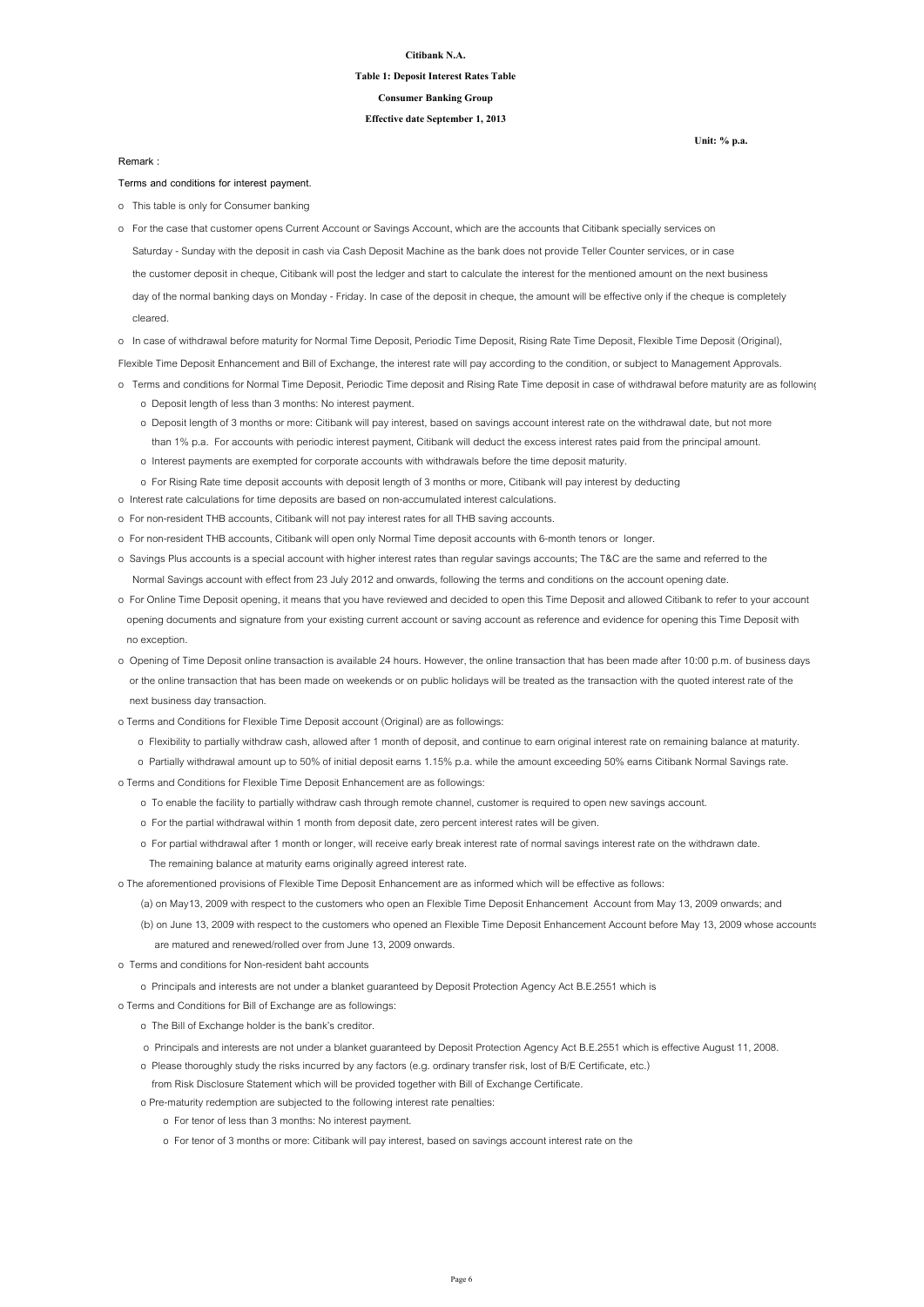**Citibank N.A.**

**Table 1: Deposit Interest Rates Table**

**Consumer Banking Group**

**Effective date September 1, 2013**

**Unit: % p.a.**

Remark :

Terms and conditions for interest payment.

- This table is only for Consumer banking
- For the case that customer opens Current Account or Savings Account, which are the accounts that Citibank specially services on Saturday - Sunday with the deposit in cash via Cash Deposit Machine as the bank does not provide Teller Counter services, or in case the customer deposit in cheque, Citibank will post the ledger and start to calculate the interest for the mentioned amount on the next business day of the normal banking days on Monday - Friday. In case of the deposit in cheque, the amount will be effective only if the cheque is completely cleared.
- In case of withdrawal before maturity for Normal Time Deposit, Periodic Time Deposit, Rising Rate Time Deposit, Flexible Time Deposit (Original), Flexible Time Deposit Enhancement and Bill of Exchange, the interest rate will pay according to the condition, or subject to Management Approvals.
- Terms and conditions for Normal Time Deposit, Periodic Time deposit and Rising Rate Time deposit in case of withdrawal before maturity are as following
  - Deposit length of less than 3 months: No interest payment.
  - Deposit length of 3 months or more: Citibank will pay interest, based on savings account interest rate on the withdrawal date, but not more than 1% p.a. For accounts with periodic interest payment, Citibank will deduct the excess interest rates paid from the principal amount.
  - Interest payments are exempted for corporate accounts with withdrawals before the time deposit maturity.
  - For Rising Rate time deposit accounts with deposit length of 3 months or more, Citibank will pay interest by deducting
- Interest rate calculations for time deposits are based on non-accumulated interest calculations.
- For non-resident THB accounts, Citibank will not pay interest rates for all THB saving accounts.
- For non-resident THB accounts, Citibank will open only Normal Time deposit accounts with 6-month tenors or longer.
- Savings Plus accounts is a special account with higher interest rates than regular savings accounts; The T&C are the same and referred to the Normal Savings account with effect from 23 July 2012 and onwards, following the terms and conditions on the account opening date.
- For Online Time Deposit opening, it means that you have reviewed and decided to open this Time Deposit and allowed Citibank to refer to your account opening documents and signature from your existing current account or saving account as reference and evidence for opening this Time Deposit with no exception.
- Opening of Time Deposit online transaction is available 24 hours. However, the online transaction that has been made after 10:00 p.m. of business days or the online transaction that has been made on weekends or on public holidays will be treated as the transaction with the quoted interest rate of the next business day transaction.
- Terms and Conditions for Flexible Time Deposit account (Original) are as followings:
  - Flexibility to partially withdraw cash, allowed after 1 month of deposit, and continue to earn original interest rate on remaining balance at maturity.
  - Partially withdrawal amount up to 50% of initial deposit earns 1.15% p.a. while the amount exceeding 50% earns Citibank Normal Savings rate.
- Terms and Conditions for Flexible Time Deposit Enhancement are as followings:
  - To enable the facility to partially withdraw cash through remote channel, customer is required to open new savings account.
  - For the partial withdrawal within 1 month from deposit date, zero percent interest rates will be given.
  - For partial withdrawal after 1 month or longer, will receive early break interest rate of normal savings interest rate on the withdrawn date. The remaining balance at maturity earns originally agreed interest rate.
- The aforementioned provisions of Flexible Time Deposit Enhancement are as informed which will be effective as follows:
  - (a) on May13, 2009 with respect to the customers who open an Flexible Time Deposit Enhancement Account from May 13, 2009 onwards; and
  - (b) on June 13, 2009 with respect to the customers who opened an Flexible Time Deposit Enhancement Account before May 13, 2009 whose accounts are matured and renewed/rolled over from June 13, 2009 onwards.
- Terms and conditions for Non-resident baht accounts
  - Principals and interests are not under a blanket guaranteed by Deposit Protection Agency Act B.E.2551 which is
- Terms and Conditions for Bill of Exchange are as followings:
  - The Bill of Exchange holder is the bank's creditor.
  - Principals and interests are not under a blanket guaranteed by Deposit Protection Agency Act B.E.2551 which is effective August 11, 2008.
  - Please thoroughly study the risks incurred by any factors (e.g. ordinary transfer risk, lost of B/E Certificate, etc.) from Risk Disclosure Statement which will be provided together with Bill of Exchange Certificate.
  - Pre-maturity redemption are subjected to the following interest rate penalties:
    - For tenor of less than 3 months: No interest payment.
    - For tenor of 3 months or more: Citibank will pay interest, based on savings account interest rate on the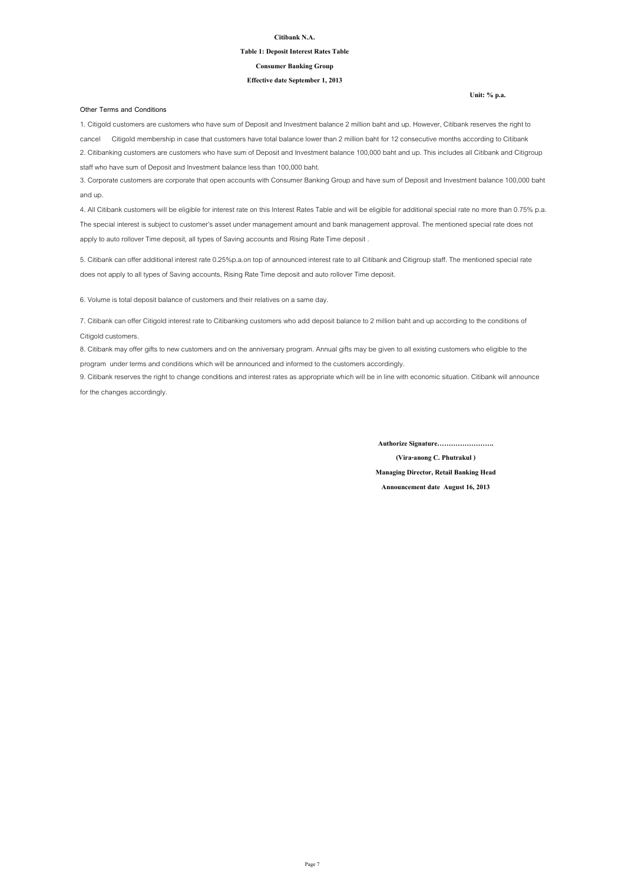**Citibank N.A.**

**Table 1: Deposit Interest Rates Table**

**Consumer Banking Group**

**Effective date September 1, 2013**

**Unit: % p.a.**

**Other Terms and Conditions**

1. Citigold customers are customers who have sum of Deposit and Investment balance 2 million baht and up. However, Citibank reserves the right to cancel Citigold membership in case that customers have total balance lower than 2 million baht for 12 consecutive months according to Citibank
2. Citibanking customers are customers who have sum of Deposit and Investment balance 100,000 baht and up. This includes all Citibank and Citigroup staff who have sum of Deposit and Investment balance less than 100,000 baht.
3. Corporate customers are corporate that open accounts with Consumer Banking Group and have sum of Deposit and Investment balance 100,000 baht and up.
4. All Citibank customers will be eligible for interest rate on this Interest Rates Table and will be eligible for additional special rate no more than 0.75% p.a. The special interest is subject to customer's asset under management amount and bank management approval. The mentioned special rate does not apply to auto rollover Time deposit, all types of Saving accounts and Rising Rate Time deposit .
5. Citibank can offer additional interest rate 0.25%p.a.on top of announced interest rate to all Citibank and Citigroup staff. The mentioned special rate does not apply to all types of Saving accounts, Rising Rate Time deposit and auto rollover Time deposit.
6. Volume is total deposit balance of customers and their relatives on a same day.
7. Citibank can offer Citigold interest rate to Citibanking customers who add deposit balance to 2 million baht and up according to the conditions of Citigold customers.
8. Citibank may offer gifts to new customers and on the anniversary program. Annual gifts may be given to all existing customers who eligible to the program under terms and conditions which will be announced and informed to the customers accordingly.
9. Citibank reserves the right to change conditions and interest rates as appropriate which will be in line with economic situation. Citibank will announce for the changes accordingly.

**Authorize Signature……………………..**

**(Vira-anong C. Phutrakul )**

**Managing Director, Retail Banking Head**

**Announcement date August 16, 2013**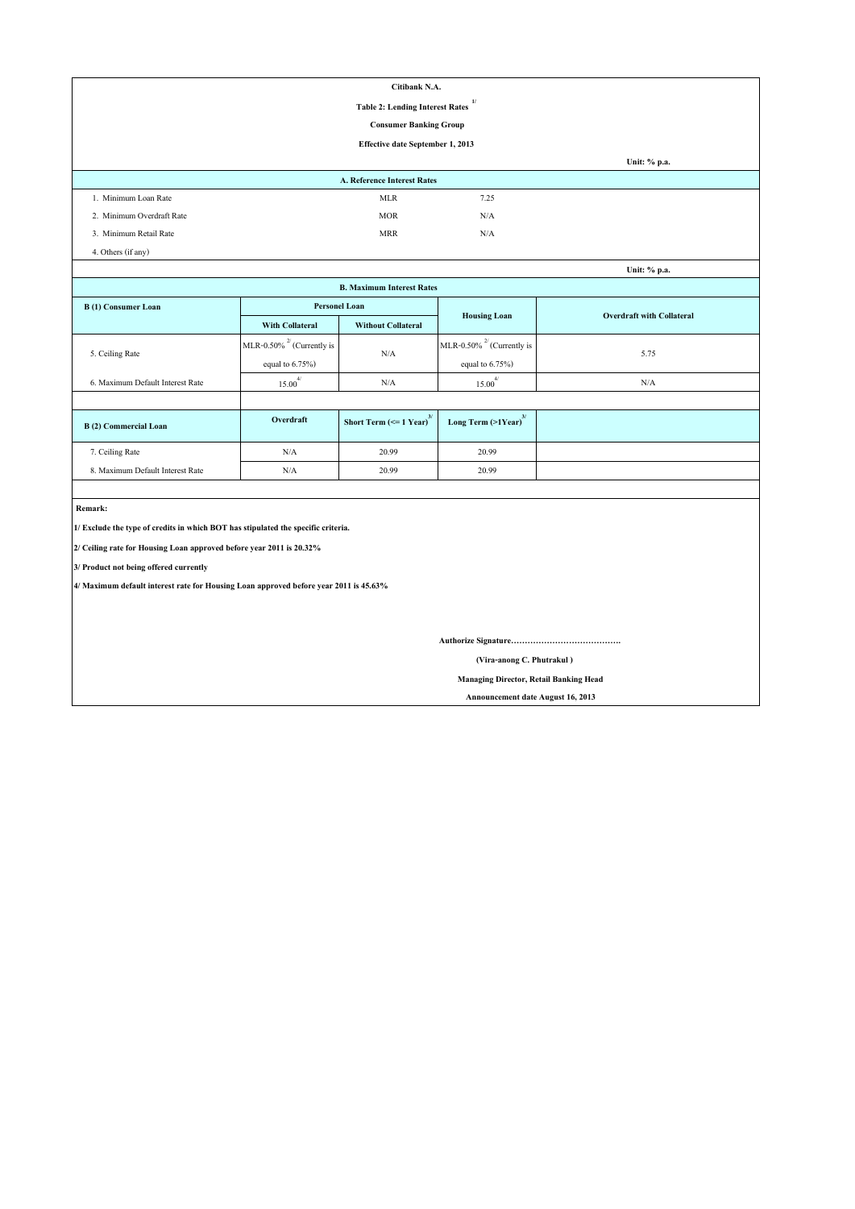**Citibank N.A.**

**Table 2: Lending Interest Rates [1/]**

**Consumer Banking Group**

**Effective date September 1, 2013**

**Unit: % p.a.**

| **A. Reference Interest Rates** | | |
|---|---|---|
| 1. Minimum Loan Rate | MLR | 7.25 |
| 2. Minimum Overdraft Rate | MOR | N/A |
| 3. Minimum Retail Rate | MRR | N/A |
| 4. Others (if any) | | |

**Unit: % p.a.**

**B. Maximum Interest Rates**

| **B (1) Consumer Loan** | **Personel Loan** | | **Housing Loan** | **Overdraft with Collateral** |
|---|---|---|---|---|
| | **With Collateral** | **Without Collateral** | | |
| 5. Ceiling Rate | MLR-0.50% [2/] (Currently is equal to 6.75%) | N/A | MLR-0.50% [2/] (Currently is equal to 6.75%) | 5.75 |
| 6. Maximum Default Interest Rate | 15.00 [4/] | N/A | 15.00 [4/] | N/A |
| | | | | |
| **B (2) Commercial Loan** | **Overdraft** | **Short Term (<= 1 Year) [3/]** | **Long Term (>1Year) [3/]** | |
| 7. Ceiling Rate | N/A | 20.99 | 20.99 | |
| 8. Maximum Default Interest Rate | N/A | 20.99 | 20.99 | |

**Remark:**

**1/ Exclude the type of credits in which BOT has stipulated the specific criteria.**

**2/ Ceiling rate for Housing Loan approved before year 2011 is 20.32%**

**3/ Product not being offered currently**

**4/ Maximum default interest rate for Housing Loan approved before year 2011 is 45.63%**

**Authorize Signature…………………………………**

**(Vira-anong C. Phutrakul )**

**Managing Director, Retail Banking Head**

**Announcement date August 16, 2013**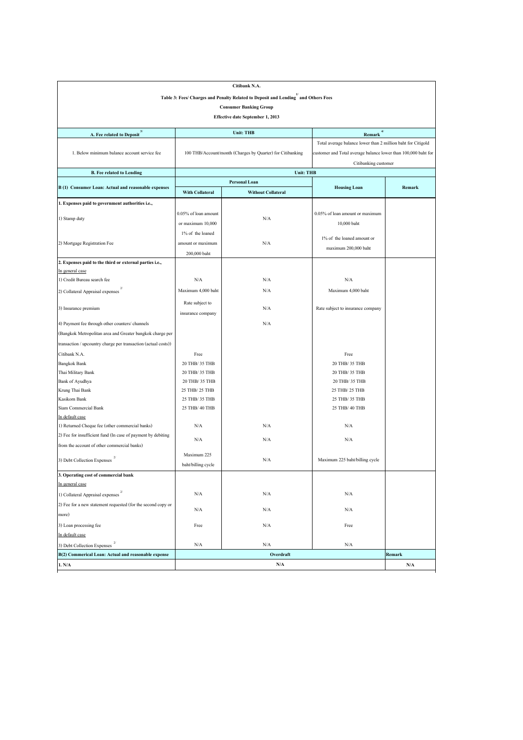**Citibank N.A.**

**Table 3: Fees/ Charges and Penalty Related to Deposit and Lending [1/] and Others Fees**

**Consumer Banking Group**

**Effective date September 1, 2013**

| A. Fee related to Deposit [3/] | Unit: THB | | Remark [4/] | |
|---|---|---|---|---|
| 1. Below minimum balance account service fee | 100 THB/Account/month (Charges by Quarter) for Citibanking | | Total average balance lower than 2 million baht for Citigold customer and Total average balance lower than 100,000 baht for Citibanking customer | |
| **B. Fee related to Lending** | **Unit: THB** | | | |
| **B (1) Consumer Loan: Actual and reasonable expenses** | **Personal Loan** | | **Housing Loan** | **Remark** |
| | **With Collateral** | **Without Collateral** | | |
| **1. Expenses paid to government authorities i.e.,** | | | | |
| 1) Stamp duty | 0.05% of loan amount or maximum 10,000 | N/A | 0.05% of loan amount or maximum 10,000 baht | |
| 2) Mortgage Registration Fee | 1% of the loaned amount or maximum 200,000 baht | N/A | 1% of the loaned amount or maximum 200,000 baht | |
| **2. Expenses paid to the third or external parties i.e.,** | | | | |
| In general case | | | | |
| 1) Credit Bureau search fee | N/A | N/A | N/A | |
| 2) Collateral Appraisal expenses [2/] | Maximum 4,000 baht | N/A | Maximum 4,000 baht | |
| 3) Insurance premium | Rate subject to insurance company | N/A | Rate subject to insurance company | |
| 4) Payment fee through other counters/ channels (Bangkok Metropolitan area and Greater bangkok charge per transaction / upcountry charge per transaction (actual costs)) | | N/A | | |
| Citibank N.A. | Free | | Free | |
| Bangkok Bank | 20 THB/ 35 THB | | 20 THB/ 35 THB | |
| Thai Military Bank | 20 THB/ 35 THB | | 20 THB/ 35 THB | |
| Bank of Ayudhya | 20 THB/ 35 THB | | 20 THB/ 35 THB | |
| Krung Thai Bank | 25 THB/ 25 THB | | 25 THB/ 25 THB | |
| Kasikorn Bank | 25 THB/ 35 THB | | 25 THB/ 35 THB | |
| Siam Commercial Bank | 25 THB/ 40 THB | | 25 THB/ 40 THB | |
| In default case | | | | |
| 1) Returned Cheque fee (other commercial banks) | N/A | N/A | N/A | |
| 2) Fee for insufficient fund (In case of payment by debiting from the account of other commercial banks) | N/A | N/A | N/A | |
| 3) Debt Collection Expenses [2/] | Maximum 225 baht/billing cycle | N/A | Maximum 225 baht/billing cycle | |
| **3. Operating cost of commercial bank** | | | | |
| In general case | | | | |
| 1) Collateral Appraisal expenses [2/] | N/A | N/A | N/A | |
| 2) Fee for a new statement requested (for the second copy or more) | N/A | N/A | N/A | |
| 3) Loan processing fee | Free | N/A | Free | |
| In default case | | | | |
| 3) Debt Collection Expenses [2/] | N/A | N/A | N/A | |
| **B(2) Commerical Loan: Actual and reasonable expense** | **Overdraft** | | | **Remark** |
| **1. N/A** | **N/A** | | | **N/A** |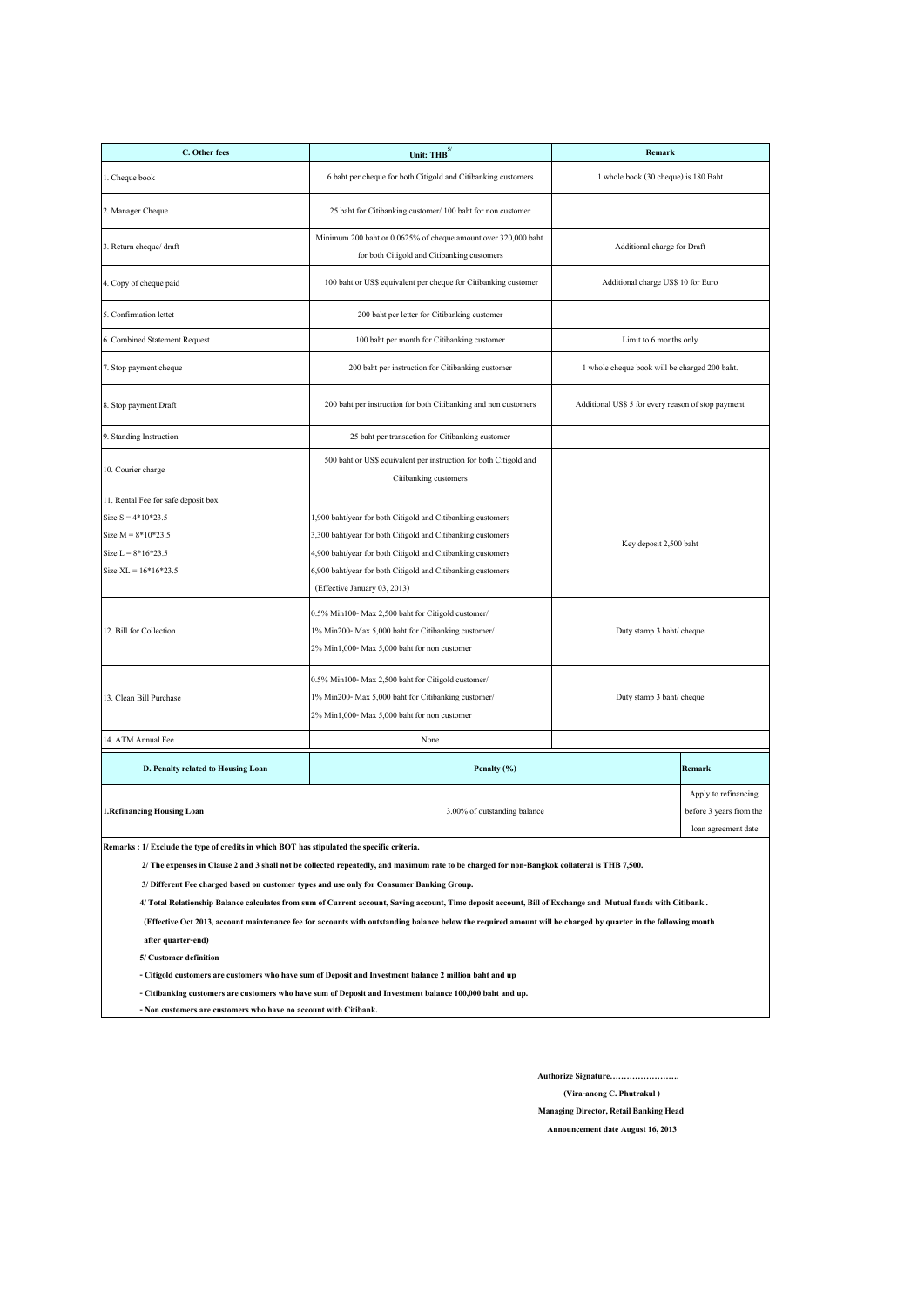| C. Other fees | Unit: THB [5/] | Remark |
| --- | --- | --- |
| 1. Cheque book | 6 baht per cheque for both Citigold and Citibanking customers | 1 whole book (30 cheque) is 180 Baht |
| 2. Manager Cheque | 25 baht for Citibanking customer/ 100 baht for non customer | |
| 3. Return cheque/ draft | Minimum 200 baht or 0.0625% of cheque amount over 320,000 baht for both Citigold and Citibanking customers | Additional charge for Draft |
| 4. Copy of cheque paid | 100 baht or US$ equivalent per cheque for Citibanking customer | Additional charge US$ 10 for Euro |
| 5. Confirmation lettet | 200 baht per letter for Citibanking customer | |
| 6. Combined Statement Request | 100 baht per month for Citibanking customer | Limit to 6 months only |
| 7. Stop payment cheque | 200 baht per instruction for Citibanking customer | 1 whole cheque book will be charged 200 baht. |
| 8. Stop payment Draft | 200 baht per instruction for both Citibanking and non customers | Additional US$ 5 for every reason of stop payment |
| 9. Standing Instruction | 25 baht per transaction for Citibanking customer | |
| 10. Courier charge | 500 baht or US$ equivalent per instruction for both Citigold and Citibanking customers | |
| 11. Rental Fee for safe deposit box<br>Size S = 4*10*23.5<br>Size M = 8*10*23.5<br>Size L = 8*16*23.5<br>Size XL = 16*16*23.5 | <br>1,900 baht/year for both Citigold and Citibanking customers<br>3,300 baht/year for both Citigold and Citibanking customers<br>4,900 baht/year for both Citigold and Citibanking customers<br>6,900 baht/year for both Citigold and Citibanking customers<br>(Effective January 03, 2013) | Key deposit 2,500 baht |
| 12. Bill for Collection | 0.5% Min100- Max 2,500 baht for Citigold customer/<br>1% Min200- Max 5,000 baht for Citibanking customer/<br>2% Min1,000- Max 5,000 baht for non customer | Duty stamp 3 baht/ cheque |
| 13. Clean Bill Purchase | 0.5% Min100- Max 2,500 baht for Citigold customer/<br>1% Min200- Max 5,000 baht for Citibanking customer/<br>2% Min1,000- Max 5,000 baht for non customer | Duty stamp 3 baht/ cheque |
| 14. ATM Annual Fee | None | |

| D. Penalty related to Housing Loan | Penalty (%) | Remark |
| --- | --- | --- |
| **1.Refinancing Housing Loan** | 3.00% of outstanding balance | Apply to refinancing before 3 years from the loan agreement date |

**Remarks : 1/ Exclude the type of credits in which BOT has stipulated the specific criteria.**

**2/ The expenses in Clause 2 and 3 shall not be collected repeatedly, and maximum rate to be charged for non-Bangkok collateral is THB 7,500.**

**3/ Different Fee charged based on customer types and use only for Consumer Banking Group.**

**4/ Total Relationship Balance calculates from sum of Current account, Saving account, Time deposit account, Bill of Exchange and Mutual funds with Citibank .**

**(Effective Oct 2013, account maintenance fee for accounts with outstanding balance below the required amount will be charged by quarter in the following month after quarter-end)**

**5/ Customer definition**

**- Citigold customers are customers who have sum of Deposit and Investment balance 2 million baht and up**

**- Citibanking customers are customers who have sum of Deposit and Investment balance 100,000 baht and up.**

**- Non customers are customers who have no account with Citibank.**

**Authorize Signature…………………….**

**(Vira-anong C. Phutrakul )**

**Managing Director, Retail Banking Head**

**Announcement date August 16, 2013**